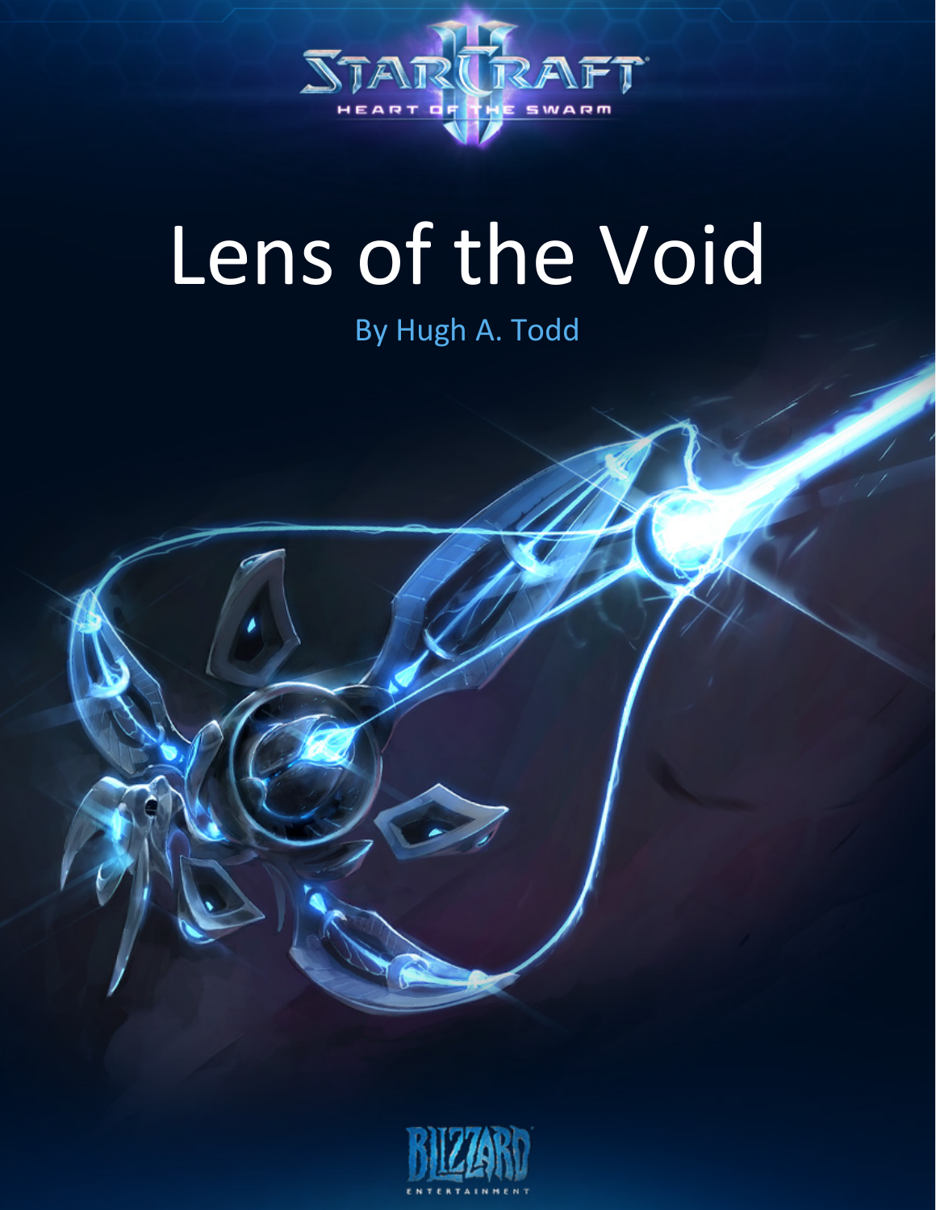# Lens of the Void

By Hugh A. Todd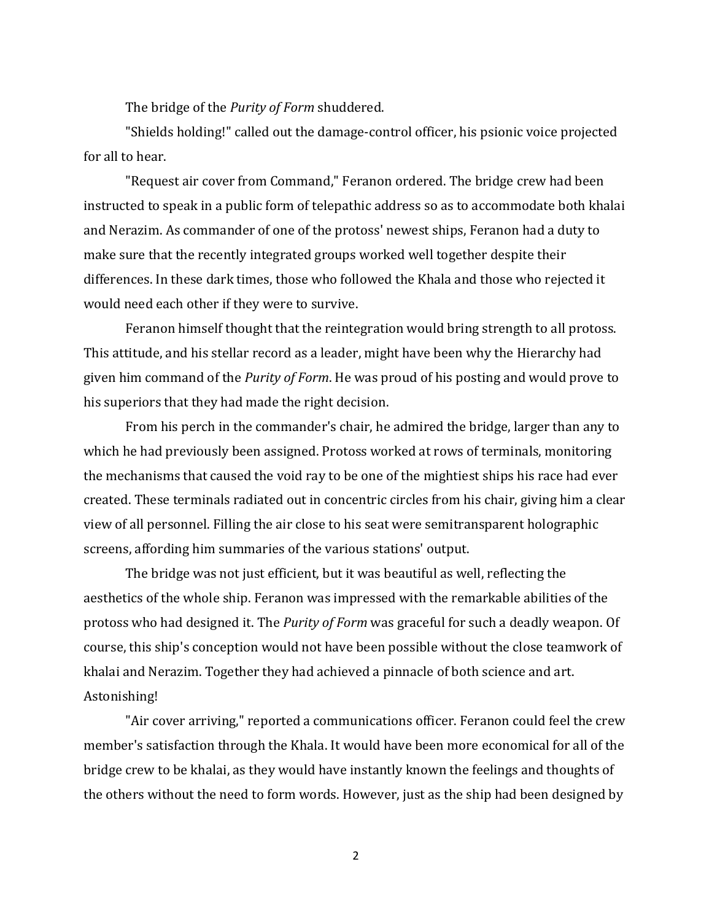The bridge of the *Purity of Form* shuddered.

"Shields holding!" called out the damage-control officer, his psionic voice projected for all to hear.

"Request air cover from Command," Feranon ordered. The bridge crew had been instructed to speak in a public form of telepathic address so as to accommodate both khalai and Nerazim. As commander of one of the protoss' newest ships, Feranon had a duty to make sure that the recently integrated groups worked well together despite their differences. In these dark times, those who followed the Khala and those who rejected it would need each other if they were to survive.

Feranon himself thought that the reintegration would bring strength to all protoss. This attitude, and his stellar record as a leader, might have been why the Hierarchy had given him command of the *Purity of Form*. He was proud of his posting and would prove to his superiors that they had made the right decision.

From his perch in the commander's chair, he admired the bridge, larger than any to which he had previously been assigned. Protoss worked at rows of terminals, monitoring the mechanisms that caused the void ray to be one of the mightiest ships his race had ever created. These terminals radiated out in concentric circles from his chair, giving him a clear view of all personnel. Filling the air close to his seat were semitransparent holographic screens, affording him summaries of the various stations' output.

The bridge was not just efficient, but it was beautiful as well, reflecting the aesthetics of the whole ship. Feranon was impressed with the remarkable abilities of the protoss who had designed it. The *Purity of Form* was graceful for such a deadly weapon. Of course, this ship's conception would not have been possible without the close teamwork of khalai and Nerazim. Together they had achieved a pinnacle of both science and art. Astonishing!

"Air cover arriving," reported a communications officer. Feranon could feel the crew member's satisfaction through the Khala. It would have been more economical for all of the bridge crew to be khalai, as they would have instantly known the feelings and thoughts of the others without the need to form words. However, just as the ship had been designed by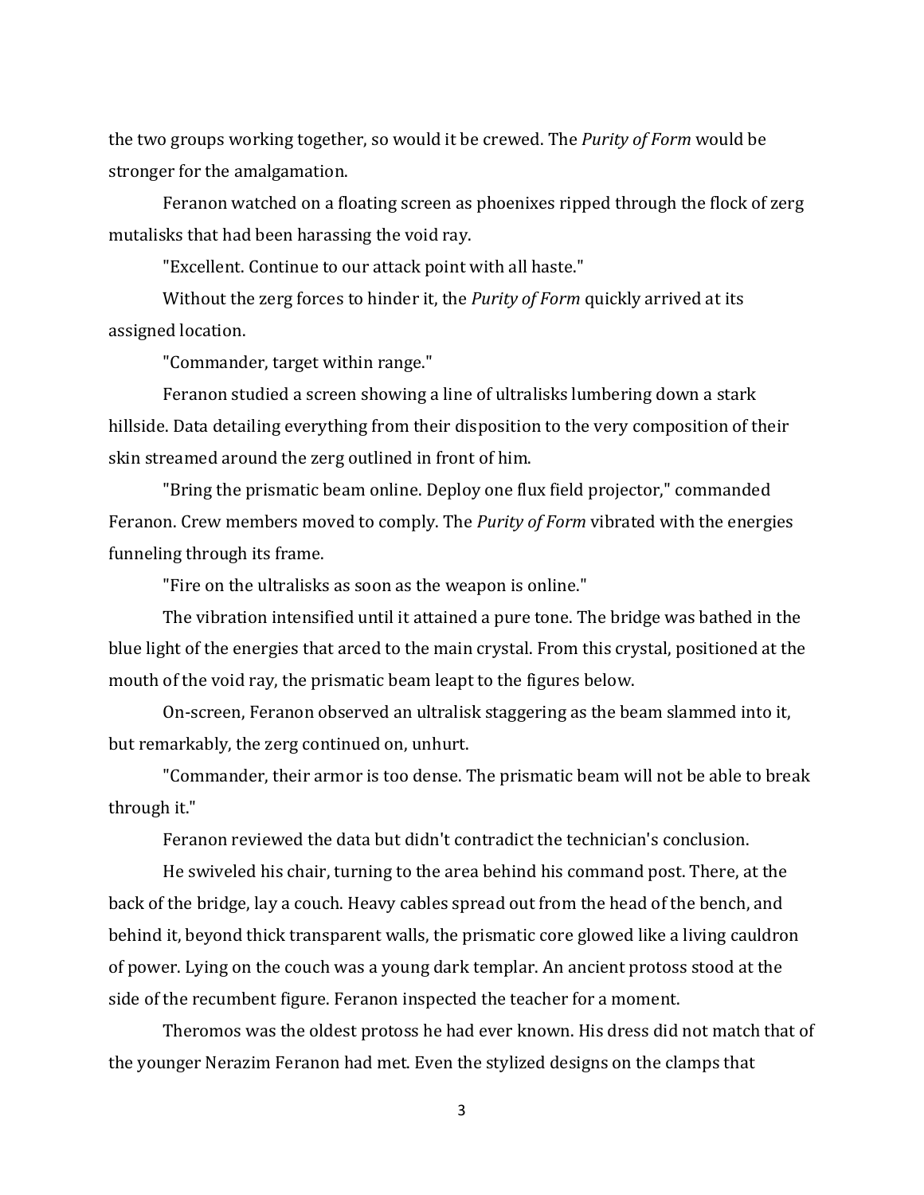the two groups working together, so would it be crewed. The *Purity of Form* would be stronger for the amalgamation.

Feranon watched on a floating screen as phoenixes ripped through the flock of zerg mutalisks that had been harassing the void ray.

"Excellent. Continue to our attack point with all haste."

Without the zerg forces to hinder it, the *Purity of Form* quickly arrived at its assigned location.

"Commander, target within range."

Feranon studied a screen showing a line of ultralisks lumbering down a stark hillside. Data detailing everything from their disposition to the very composition of their skin streamed around the zerg outlined in front of him.

"Bring the prismatic beam online. Deploy one flux field projector," commanded Feranon. Crew members moved to comply. The *Purity of Form* vibrated with the energies funneling through its frame.

"Fire on the ultralisks as soon as the weapon is online."

The vibration intensified until it attained a pure tone. The bridge was bathed in the blue light of the energies that arced to the main crystal. From this crystal, positioned at the mouth of the void ray, the prismatic beam leapt to the figures below.

On-screen, Feranon observed an ultralisk staggering as the beam slammed into it, but remarkably, the zerg continued on, unhurt.

"Commander, their armor is too dense. The prismatic beam will not be able to break through it."

Feranon reviewed the data but didn't contradict the technician's conclusion.

He swiveled his chair, turning to the area behind his command post. There, at the back of the bridge, lay a couch. Heavy cables spread out from the head of the bench, and behind it, beyond thick transparent walls, the prismatic core glowed like a living cauldron of power. Lying on the couch was a young dark templar. An ancient protoss stood at the side of the recumbent figure. Feranon inspected the teacher for a moment.

Theromos was the oldest protoss he had ever known. His dress did not match that of the younger Nerazim Feranon had met. Even the stylized designs on the clamps that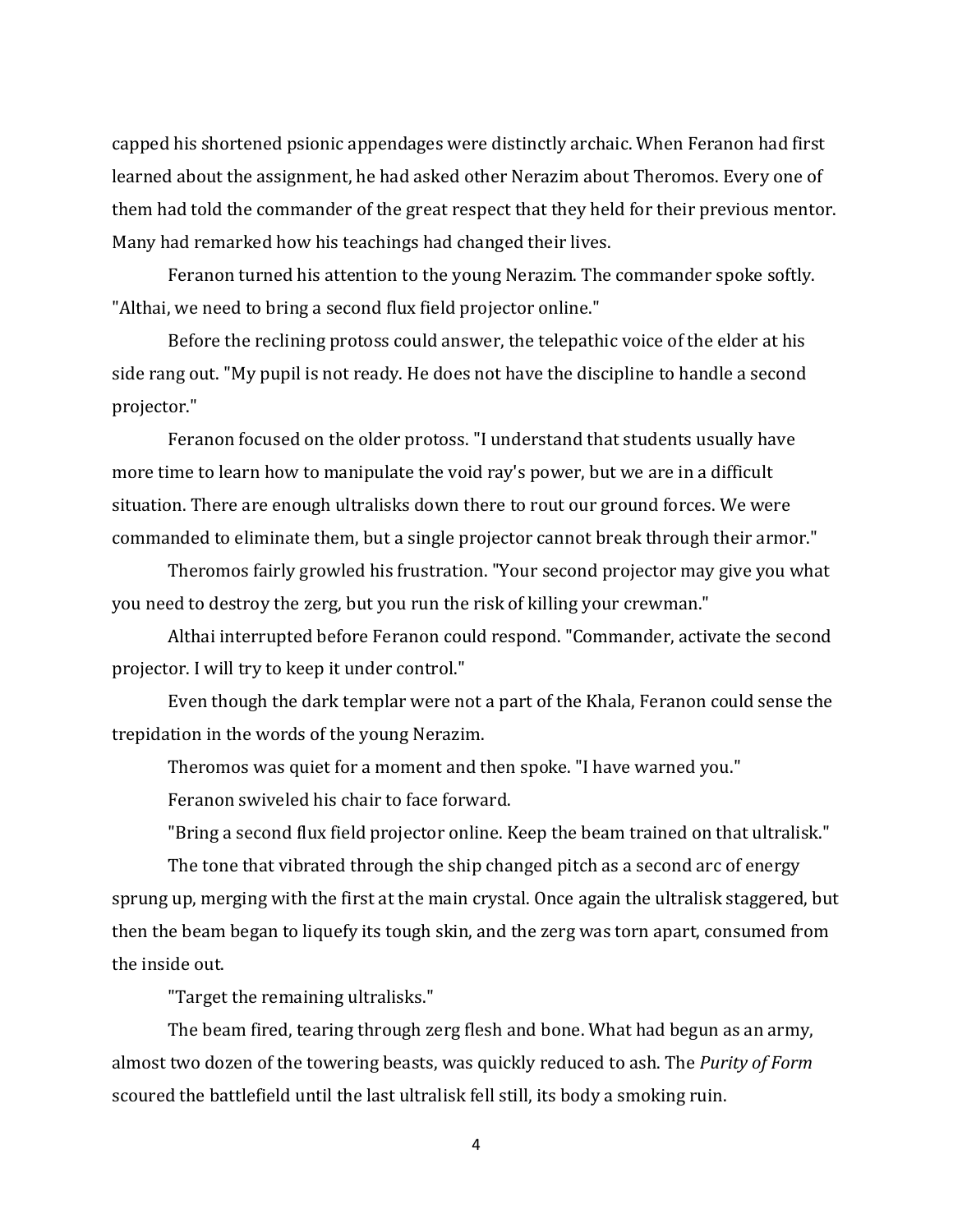capped his shortened psionic appendages were distinctly archaic. When Feranon had first learned about the assignment, he had asked other Nerazim about Theromos. Every one of them had told the commander of the great respect that they held for their previous mentor. Many had remarked how his teachings had changed their lives.

Feranon turned his attention to the young Nerazim. The commander spoke softly. "Althai, we need to bring a second flux field projector online."

Before the reclining protoss could answer, the telepathic voice of the elder at his side rang out. "My pupil is not ready. He does not have the discipline to handle a second projector."

Feranon focused on the older protoss. "I understand that students usually have more time to learn how to manipulate the void ray's power, but we are in a difficult situation. There are enough ultralisks down there to rout our ground forces. We were commanded to eliminate them, but a single projector cannot break through their armor."

Theromos fairly growled his frustration. "Your second projector may give you what you need to destroy the zerg, but you run the risk of killing your crewman."

Althai interrupted before Feranon could respond. "Commander, activate the second projector. I will try to keep it under control."

Even though the dark templar were not a part of the Khala, Feranon could sense the trepidation in the words of the young Nerazim.

Theromos was quiet for a moment and then spoke. "I have warned you."

Feranon swiveled his chair to face forward.

"Bring a second flux field projector online. Keep the beam trained on that ultralisk."

The tone that vibrated through the ship changed pitch as a second arc of energy sprung up, merging with the first at the main crystal. Once again the ultralisk staggered, but then the beam began to liquefy its tough skin, and the zerg was torn apart, consumed from the inside out.

"Target the remaining ultralisks."

The beam fired, tearing through zerg flesh and bone. What had begun as an army, almost two dozen of the towering beasts, was quickly reduced to ash. The *Purity of Form* scoured the battlefield until the last ultralisk fell still, its body a smoking ruin.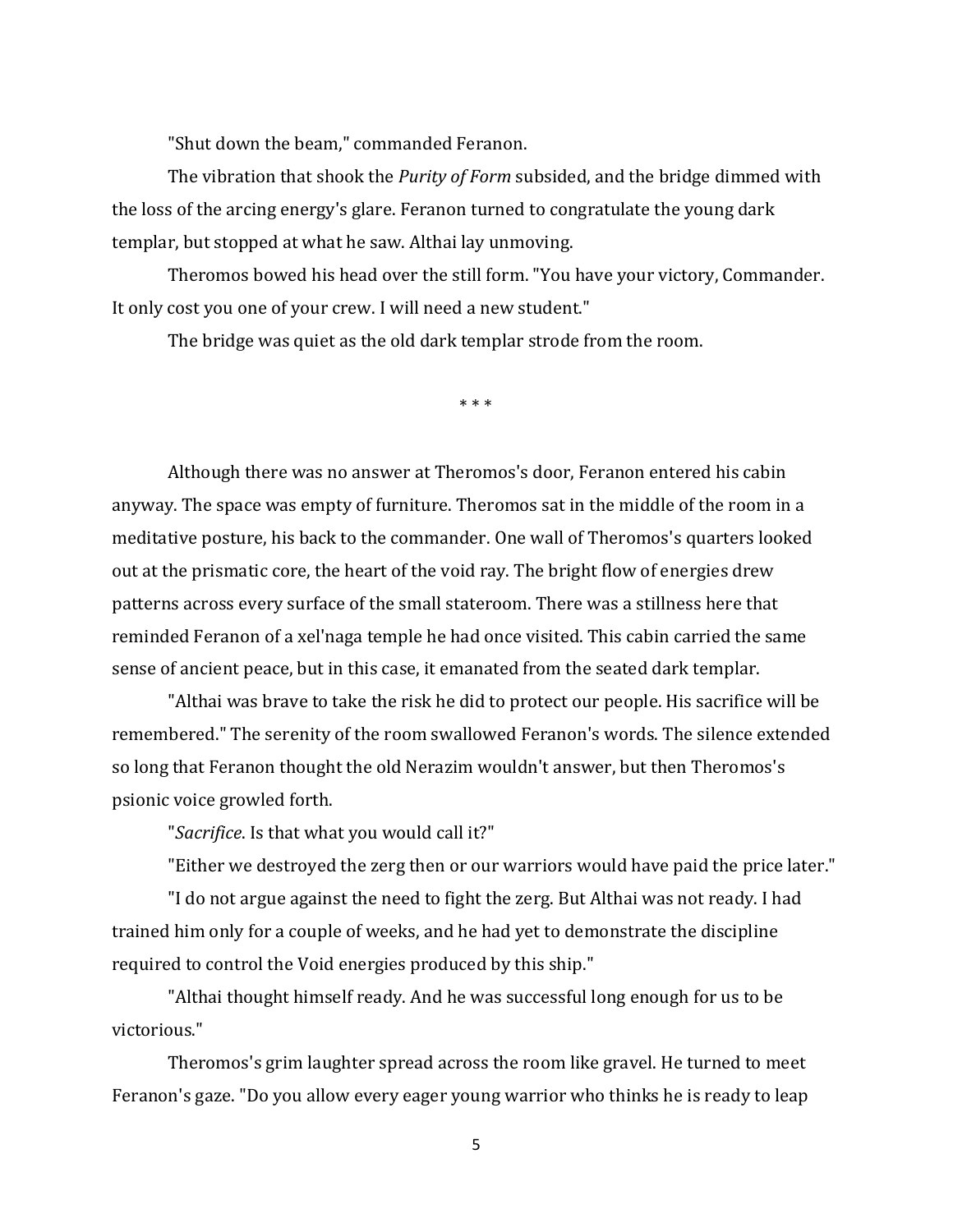"Shut down the beam," commanded Feranon.

The vibration that shook the *Purity of Form* subsided, and the bridge dimmed with the loss of the arcing energy's glare. Feranon turned to congratulate the young dark templar, but stopped at what he saw. Althai lay unmoving.

Theromos bowed his head over the still form. "You have your victory, Commander. It only cost you one of your crew. I will need a new student."

The bridge was quiet as the old dark templar strode from the room.

\* \* \*

Although there was no answer at Theromos's door, Feranon entered his cabin anyway. The space was empty of furniture. Theromos sat in the middle of the room in a meditative posture, his back to the commander. One wall of Theromos's quarters looked out at the prismatic core, the heart of the void ray. The bright flow of energies drew patterns across every surface of the small stateroom. There was a stillness here that reminded Feranon of a xel'naga temple he had once visited. This cabin carried the same sense of ancient peace, but in this case, it emanated from the seated dark templar.

"Althai was brave to take the risk he did to protect our people. His sacrifice will be remembered." The serenity of the room swallowed Feranon's words. The silence extended so long that Feranon thought the old Nerazim wouldn't answer, but then Theromos's psionic voice growled forth.

"*Sacrifice*. Is that what you would call it?"

"Either we destroyed the zerg then or our warriors would have paid the price later."

"I do not argue against the need to fight the zerg. But Althai was not ready. I had trained him only for a couple of weeks, and he had yet to demonstrate the discipline required to control the Void energies produced by this ship."

"Althai thought himself ready. And he was successful long enough for us to be victorious."

Theromos's grim laughter spread across the room like gravel. He turned to meet Feranon's gaze. "Do you allow every eager young warrior who thinks he is ready to leap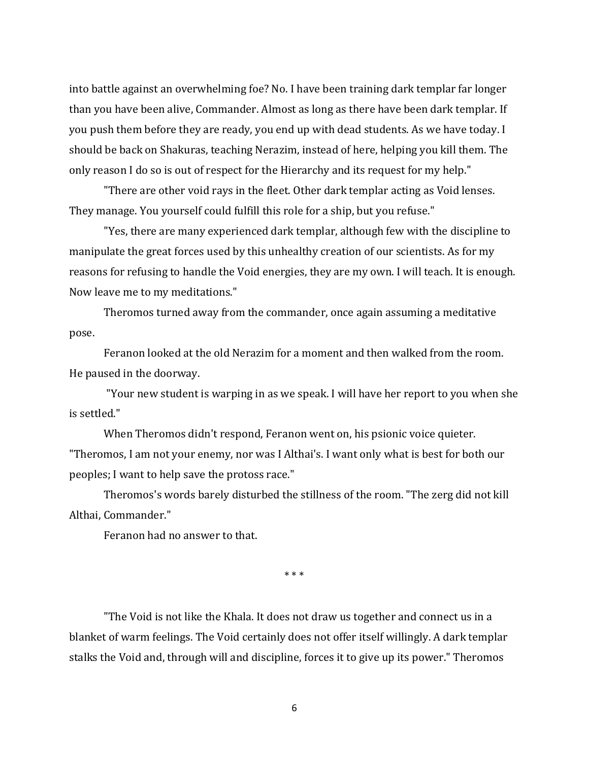into battle against an overwhelming foe? No. I have been training dark templar far longer than you have been alive, Commander. Almost as long as there have been dark templar. If you push them before they are ready, you end up with dead students. As we have today. I should be back on Shakuras, teaching Nerazim, instead of here, helping you kill them. The only reason I do so is out of respect for the Hierarchy and its request for my help."

"There are other void rays in the fleet. Other dark templar acting as Void lenses. They manage. You yourself could fulfill this role for a ship, but you refuse."

"Yes, there are many experienced dark templar, although few with the discipline to manipulate the great forces used by this unhealthy creation of our scientists. As for my reasons for refusing to handle the Void energies, they are my own. I will teach. It is enough. Now leave me to my meditations."

Theromos turned away from the commander, once again assuming a meditative pose.

Feranon looked at the old Nerazim for a moment and then walked from the room. He paused in the doorway.

"Your new student is warping in as we speak. I will have her report to you when she is settled."

When Theromos didn't respond, Feranon went on, his psionic voice quieter. "Theromos, I am not your enemy, nor was I Althai's. I want only what is best for both our peoples; I want to help save the protoss race."

Theromos's words barely disturbed the stillness of the room. "The zerg did not kill Althai, Commander."

Feranon had no answer to that.

\* \* \*

"The Void is not like the Khala. It does not draw us together and connect us in a blanket of warm feelings. The Void certainly does not offer itself willingly. A dark templar stalks the Void and, through will and discipline, forces it to give up its power." Theromos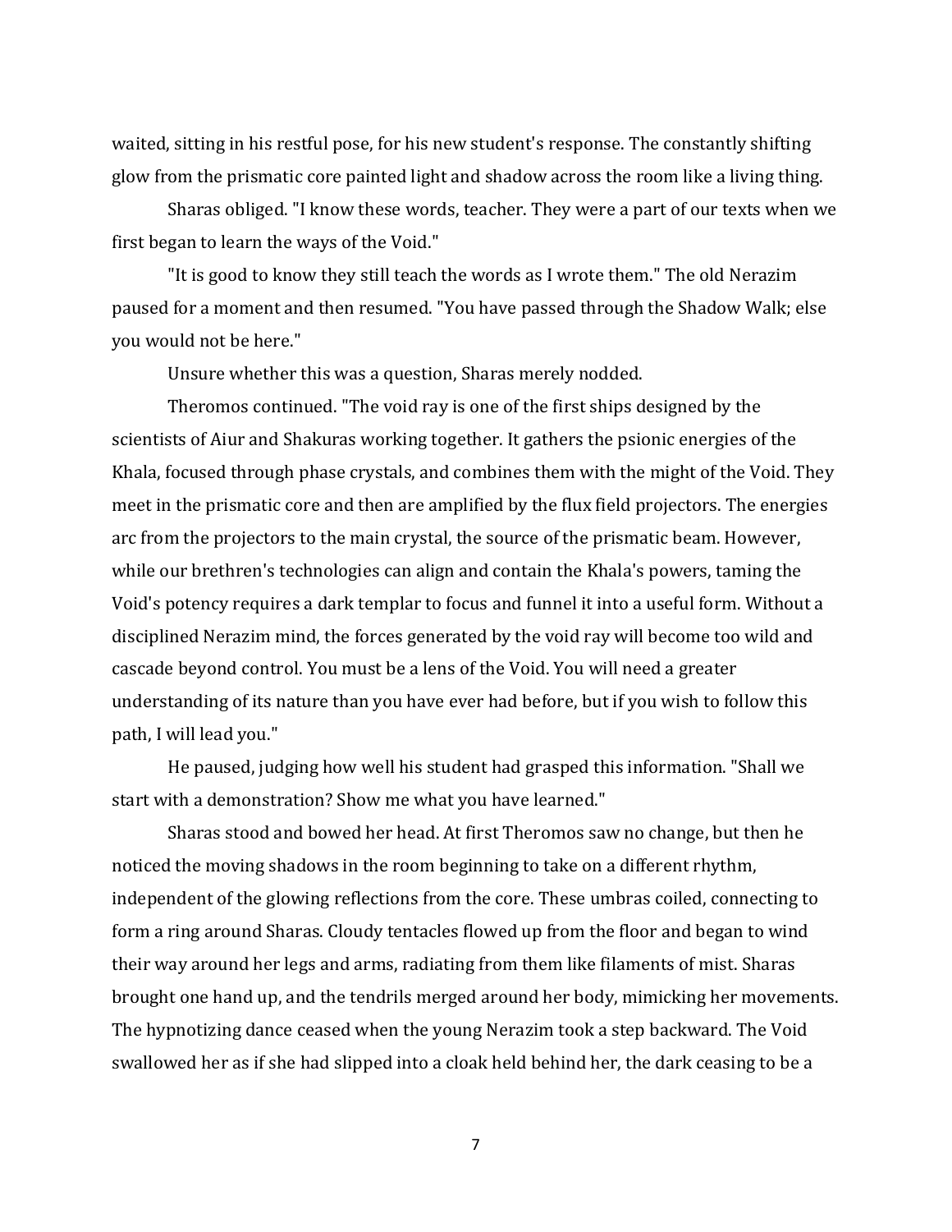waited, sitting in his restful pose, for his new student's response. The constantly shifting glow from the prismatic core painted light and shadow across the room like a living thing.

Sharas obliged. "I know these words, teacher. They were a part of our texts when we first began to learn the ways of the Void."

"It is good to know they still teach the words as I wrote them." The old Nerazim paused for a moment and then resumed. "You have passed through the Shadow Walk; else you would not be here."

Unsure whether this was a question, Sharas merely nodded.

Theromos continued. "The void ray is one of the first ships designed by the scientists of Aiur and Shakuras working together. It gathers the psionic energies of the Khala, focused through phase crystals, and combines them with the might of the Void. They meet in the prismatic core and then are amplified by the flux field projectors. The energies arc from the projectors to the main crystal, the source of the prismatic beam. However, while our brethren's technologies can align and contain the Khala's powers, taming the Void's potency requires a dark templar to focus and funnel it into a useful form. Without a disciplined Nerazim mind, the forces generated by the void ray will become too wild and cascade beyond control. You must be a lens of the Void. You will need a greater understanding of its nature than you have ever had before, but if you wish to follow this path, I will lead you."

He paused, judging how well his student had grasped this information. "Shall we start with a demonstration? Show me what you have learned."

Sharas stood and bowed her head. At first Theromos saw no change, but then he noticed the moving shadows in the room beginning to take on a different rhythm, independent of the glowing reflections from the core. These umbras coiled, connecting to form a ring around Sharas. Cloudy tentacles flowed up from the floor and began to wind their way around her legs and arms, radiating from them like filaments of mist. Sharas brought one hand up, and the tendrils merged around her body, mimicking her movements. The hypnotizing dance ceased when the young Nerazim took a step backward. The Void swallowed her as if she had slipped into a cloak held behind her, the dark ceasing to be a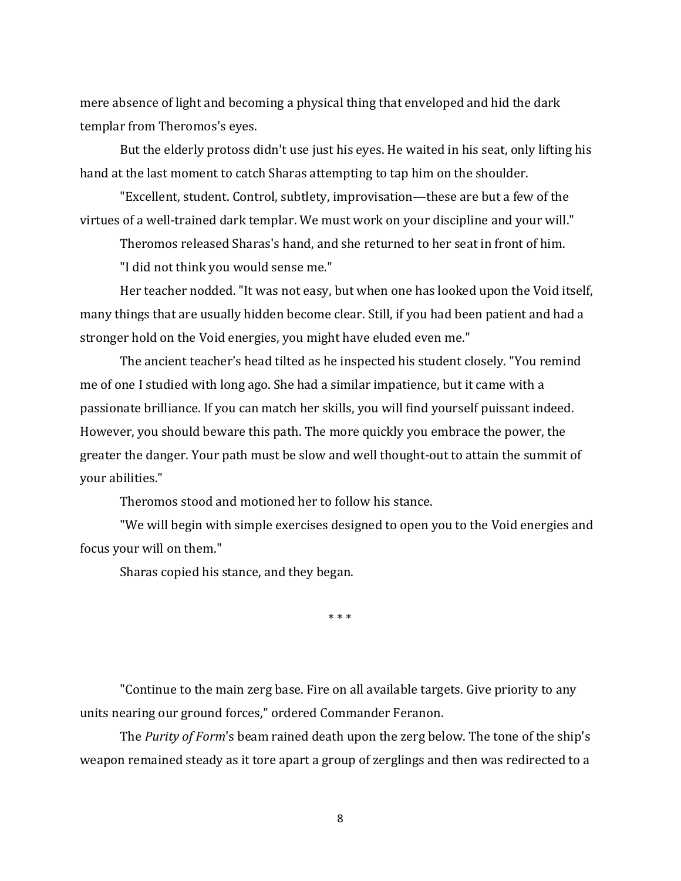mere absence of light and becoming a physical thing that enveloped and hid the dark templar from Theromos's eyes.

But the elderly protoss didn't use just his eyes. He waited in his seat, only lifting his hand at the last moment to catch Sharas attempting to tap him on the shoulder.

"Excellent, student. Control, subtlety, improvisation—these are but a few of the virtues of a well-trained dark templar. We must work on your discipline and your will."

Theromos released Sharas's hand, and she returned to her seat in front of him.

"I did not think you would sense me."

Her teacher nodded. "It was not easy, but when one has looked upon the Void itself, many things that are usually hidden become clear. Still, if you had been patient and had a stronger hold on the Void energies, you might have eluded even me."

The ancient teacher's head tilted as he inspected his student closely. "You remind me of one I studied with long ago. She had a similar impatience, but it came with a passionate brilliance. If you can match her skills, you will find yourself puissant indeed. However, you should beware this path. The more quickly you embrace the power, the greater the danger. Your path must be slow and well thought-out to attain the summit of your abilities."

Theromos stood and motioned her to follow his stance.

"We will begin with simple exercises designed to open you to the Void energies and focus your will on them."

Sharas copied his stance, and they began.

\* \* \*

"Continue to the main zerg base. Fire on all available targets. Give priority to any units nearing our ground forces," ordered Commander Feranon.

The *Purity of Form*'s beam rained death upon the zerg below. The tone of the ship's weapon remained steady as it tore apart a group of zerglings and then was redirected to a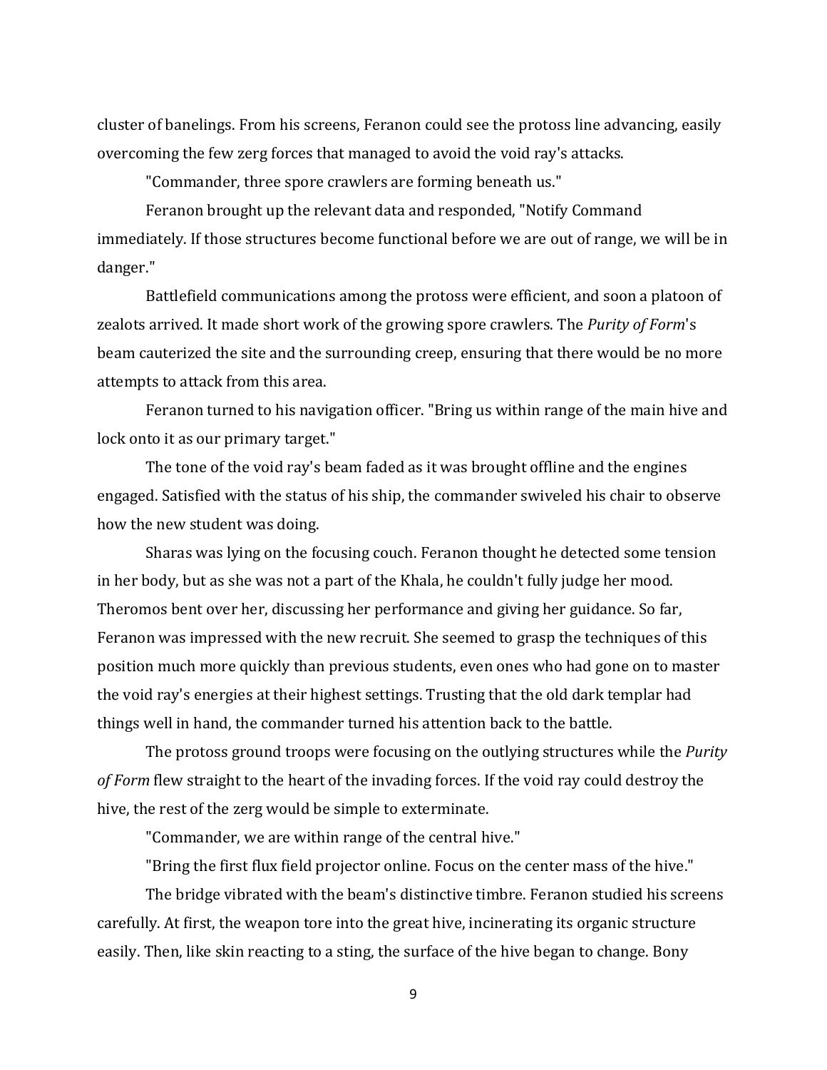cluster of banelings. From his screens, Feranon could see the protoss line advancing, easily overcoming the few zerg forces that managed to avoid the void ray's attacks.

"Commander, three spore crawlers are forming beneath us."

Feranon brought up the relevant data and responded, "Notify Command immediately. If those structures become functional before we are out of range, we will be in danger."

Battlefield communications among the protoss were efficient, and soon a platoon of zealots arrived. It made short work of the growing spore crawlers. The *Purity of Form*'s beam cauterized the site and the surrounding creep, ensuring that there would be no more attempts to attack from this area.

Feranon turned to his navigation officer. "Bring us within range of the main hive and lock onto it as our primary target."

The tone of the void ray's beam faded as it was brought offline and the engines engaged. Satisfied with the status of his ship, the commander swiveled his chair to observe how the new student was doing.

Sharas was lying on the focusing couch. Feranon thought he detected some tension in her body, but as she was not a part of the Khala, he couldn't fully judge her mood. Theromos bent over her, discussing her performance and giving her guidance. So far, Feranon was impressed with the new recruit. She seemed to grasp the techniques of this position much more quickly than previous students, even ones who had gone on to master the void ray's energies at their highest settings. Trusting that the old dark templar had things well in hand, the commander turned his attention back to the battle.

The protoss ground troops were focusing on the outlying structures while the *Purity of Form* flew straight to the heart of the invading forces. If the void ray could destroy the hive, the rest of the zerg would be simple to exterminate.

"Commander, we are within range of the central hive."

"Bring the first flux field projector online. Focus on the center mass of the hive."

The bridge vibrated with the beam's distinctive timbre. Feranon studied his screens carefully. At first, the weapon tore into the great hive, incinerating its organic structure easily. Then, like skin reacting to a sting, the surface of the hive began to change. Bony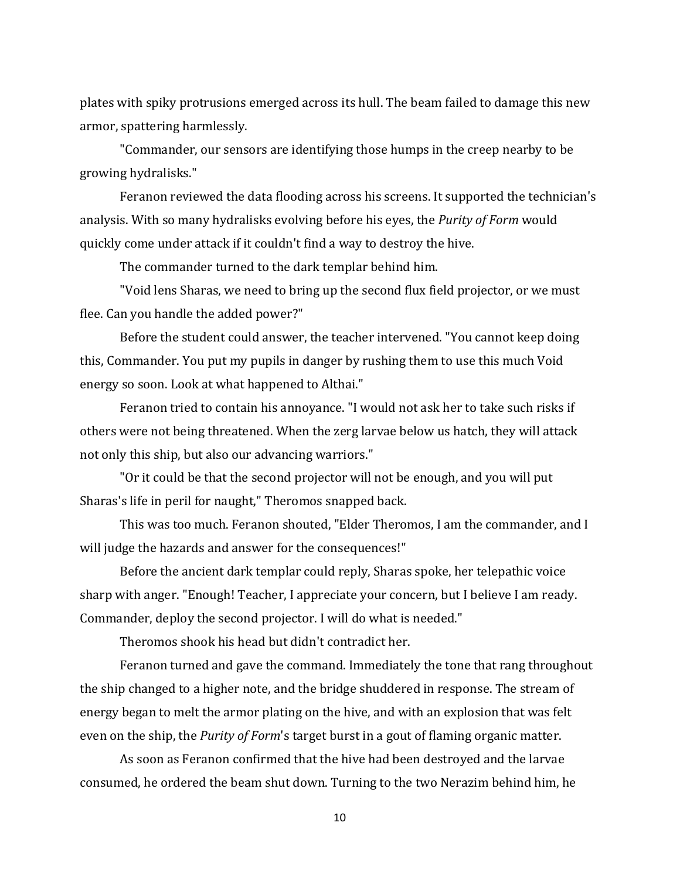plates with spiky protrusions emerged across its hull. The beam failed to damage this new armor, spattering harmlessly.

"Commander, our sensors are identifying those humps in the creep nearby to be growing hydralisks."

Feranon reviewed the data flooding across his screens. It supported the technician's analysis. With so many hydralisks evolving before his eyes, the *Purity of Form* would quickly come under attack if it couldn't find a way to destroy the hive.

The commander turned to the dark templar behind him.

"Void lens Sharas, we need to bring up the second flux field projector, or we must flee. Can you handle the added power?"

Before the student could answer, the teacher intervened. "You cannot keep doing this, Commander. You put my pupils in danger by rushing them to use this much Void energy so soon. Look at what happened to Althai."

Feranon tried to contain his annoyance. "I would not ask her to take such risks if others were not being threatened. When the zerg larvae below us hatch, they will attack not only this ship, but also our advancing warriors."

"Or it could be that the second projector will not be enough, and you will put Sharas's life in peril for naught," Theromos snapped back.

This was too much. Feranon shouted, "Elder Theromos, I am the commander, and I will judge the hazards and answer for the consequences!"

Before the ancient dark templar could reply, Sharas spoke, her telepathic voice sharp with anger. "Enough! Teacher, I appreciate your concern, but I believe I am ready. Commander, deploy the second projector. I will do what is needed."

Theromos shook his head but didn't contradict her.

Feranon turned and gave the command. Immediately the tone that rang throughout the ship changed to a higher note, and the bridge shuddered in response. The stream of energy began to melt the armor plating on the hive, and with an explosion that was felt even on the ship, the *Purity of Form*'s target burst in a gout of flaming organic matter.

As soon as Feranon confirmed that the hive had been destroyed and the larvae consumed, he ordered the beam shut down. Turning to the two Nerazim behind him, he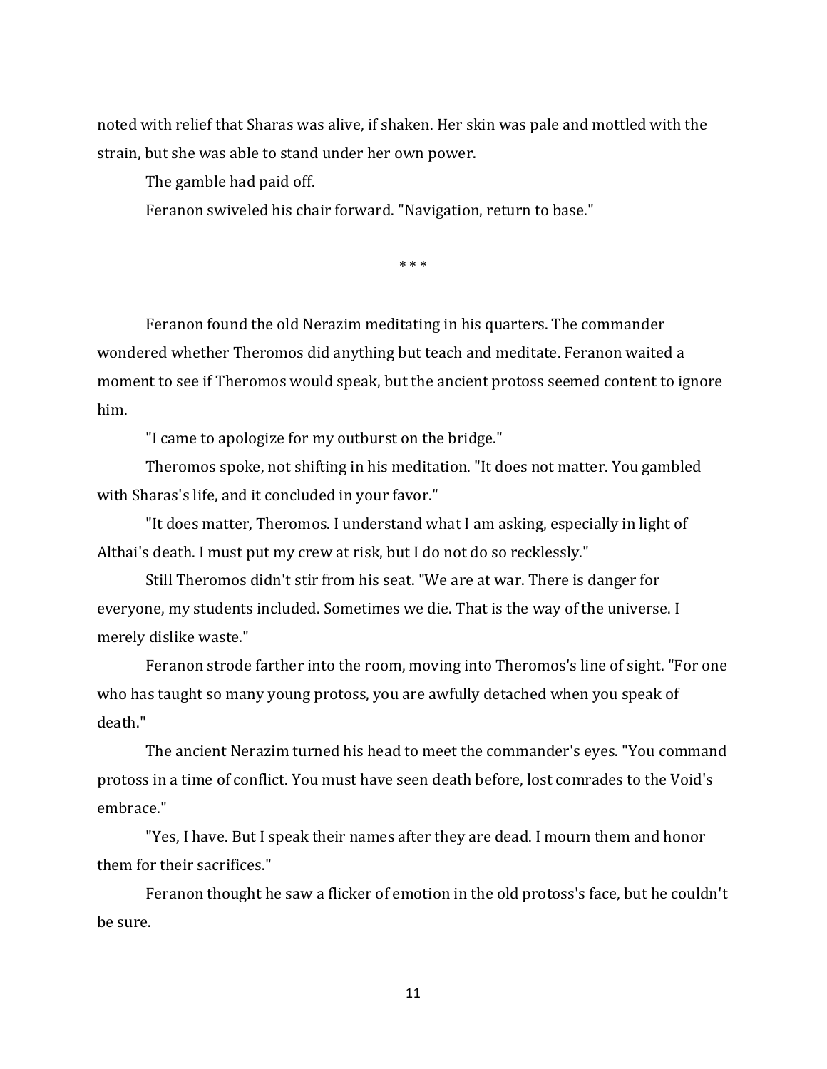noted with relief that Sharas was alive, if shaken. Her skin was pale and mottled with the strain, but she was able to stand under her own power.

The gamble had paid off.

Feranon swiveled his chair forward. "Navigation, return to base."

* * *

Feranon found the old Nerazim meditating in his quarters. The commander wondered whether Theromos did anything but teach and meditate. Feranon waited a moment to see if Theromos would speak, but the ancient protoss seemed content to ignore him.

"I came to apologize for my outburst on the bridge."

Theromos spoke, not shifting in his meditation. "It does not matter. You gambled with Sharas's life, and it concluded in your favor."

"It does matter, Theromos. I understand what I am asking, especially in light of Althai's death. I must put my crew at risk, but I do not do so recklessly."

Still Theromos didn't stir from his seat. "We are at war. There is danger for everyone, my students included. Sometimes we die. That is the way of the universe. I merely dislike waste."

Feranon strode farther into the room, moving into Theromos's line of sight. "For one who has taught so many young protoss, you are awfully detached when you speak of death."

The ancient Nerazim turned his head to meet the commander's eyes. "You command protoss in a time of conflict. You must have seen death before, lost comrades to the Void's embrace."

"Yes, I have. But I speak their names after they are dead. I mourn them and honor them for their sacrifices."

Feranon thought he saw a flicker of emotion in the old protoss's face, but he couldn't be sure.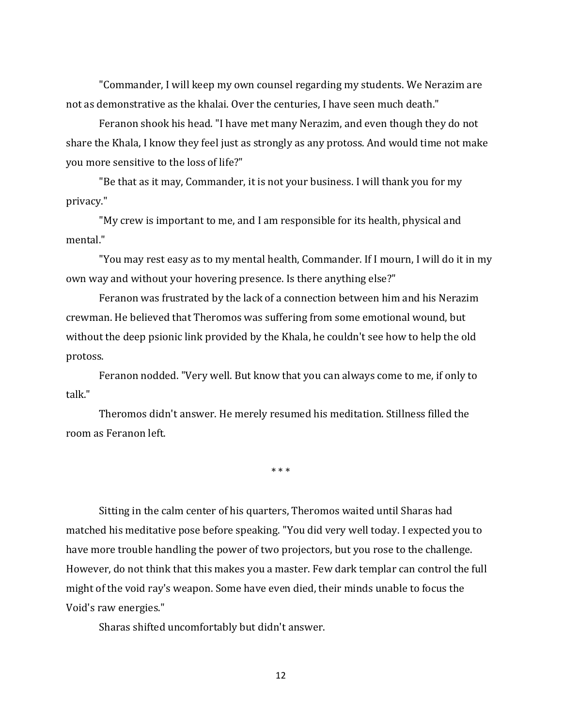"Commander, I will keep my own counsel regarding my students. We Nerazim are not as demonstrative as the khalai. Over the centuries, I have seen much death."

Feranon shook his head. "I have met many Nerazim, and even though they do not share the Khala, I know they feel just as strongly as any protoss. And would time not make you more sensitive to the loss of life?"

"Be that as it may, Commander, it is not your business. I will thank you for my privacy."

"My crew is important to me, and I am responsible for its health, physical and mental."

"You may rest easy as to my mental health, Commander. If I mourn, I will do it in my own way and without your hovering presence. Is there anything else?"

Feranon was frustrated by the lack of a connection between him and his Nerazim crewman. He believed that Theromos was suffering from some emotional wound, but without the deep psionic link provided by the Khala, he couldn't see how to help the old protoss.

Feranon nodded. "Very well. But know that you can always come to me, if only to talk."

Theromos didn't answer. He merely resumed his meditation. Stillness filled the room as Feranon left.

\* \* \*

Sitting in the calm center of his quarters, Theromos waited until Sharas had matched his meditative pose before speaking. "You did very well today. I expected you to have more trouble handling the power of two projectors, but you rose to the challenge. However, do not think that this makes you a master. Few dark templar can control the full might of the void ray's weapon. Some have even died, their minds unable to focus the Void's raw energies."

Sharas shifted uncomfortably but didn't answer.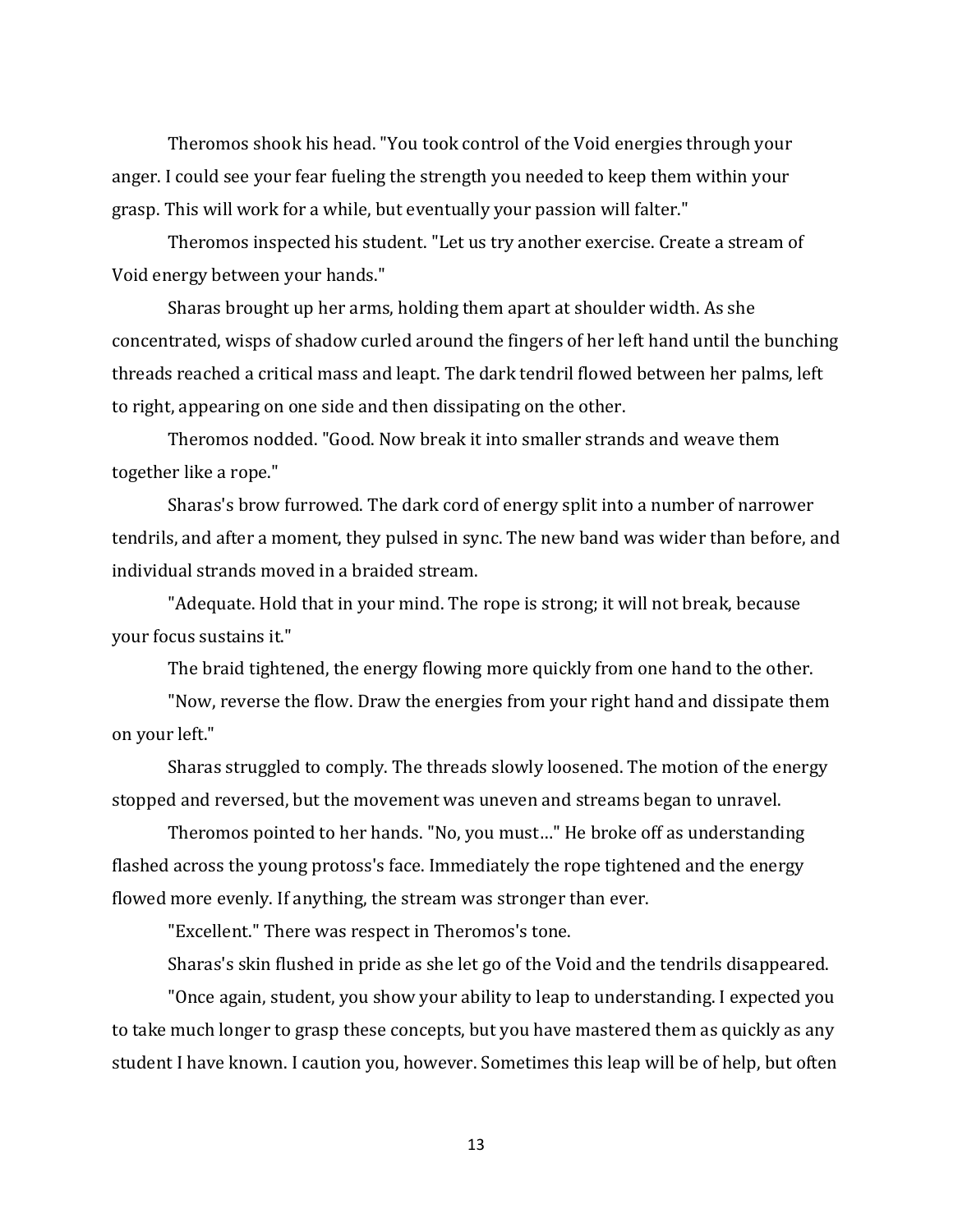Theromos shook his head. "You took control of the Void energies through your anger. I could see your fear fueling the strength you needed to keep them within your grasp. This will work for a while, but eventually your passion will falter."

Theromos inspected his student. "Let us try another exercise. Create a stream of Void energy between your hands."

Sharas brought up her arms, holding them apart at shoulder width. As she concentrated, wisps of shadow curled around the fingers of her left hand until the bunching threads reached a critical mass and leapt. The dark tendril flowed between her palms, left to right, appearing on one side and then dissipating on the other.

Theromos nodded. "Good. Now break it into smaller strands and weave them together like a rope."

Sharas's brow furrowed. The dark cord of energy split into a number of narrower tendrils, and after a moment, they pulsed in sync. The new band was wider than before, and individual strands moved in a braided stream.

"Adequate. Hold that in your mind. The rope is strong; it will not break, because your focus sustains it."

The braid tightened, the energy flowing more quickly from one hand to the other.

"Now, reverse the flow. Draw the energies from your right hand and dissipate them on your left."

Sharas struggled to comply. The threads slowly loosened. The motion of the energy stopped and reversed, but the movement was uneven and streams began to unravel.

Theromos pointed to her hands. "No, you must…" He broke off as understanding flashed across the young protoss's face. Immediately the rope tightened and the energy flowed more evenly. If anything, the stream was stronger than ever.

"Excellent." There was respect in Theromos's tone.

Sharas's skin flushed in pride as she let go of the Void and the tendrils disappeared.

"Once again, student, you show your ability to leap to understanding. I expected you to take much longer to grasp these concepts, but you have mastered them as quickly as any student I have known. I caution you, however. Sometimes this leap will be of help, but often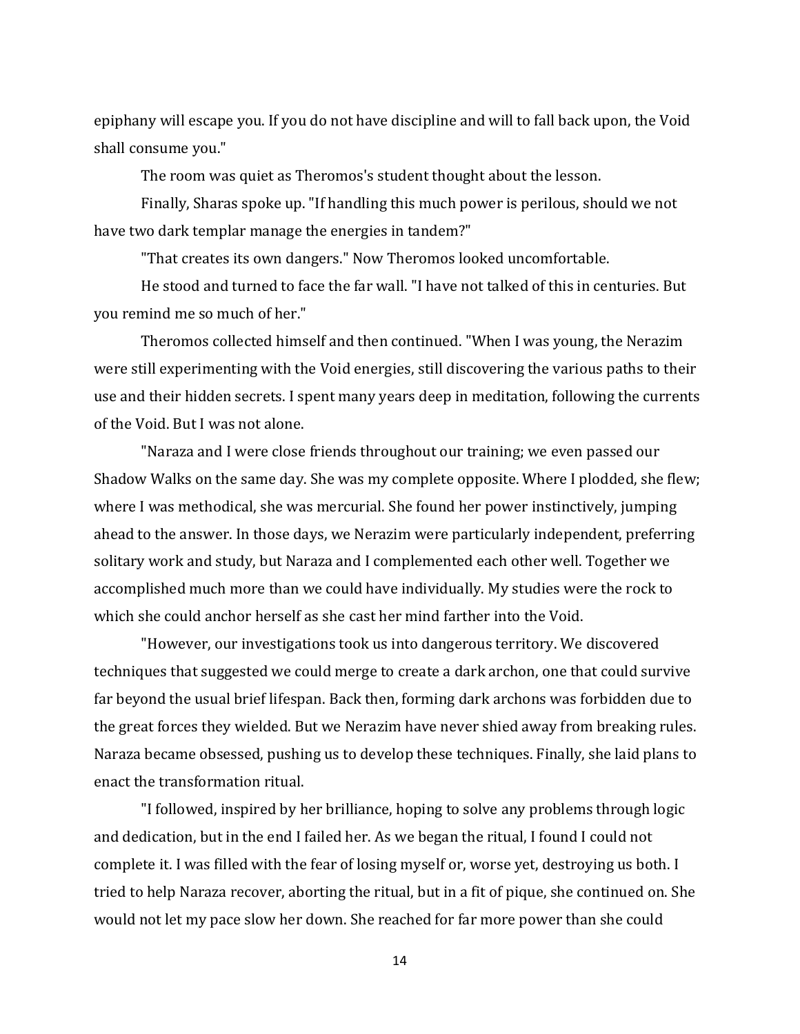epiphany will escape you. If you do not have discipline and will to fall back upon, the Void shall consume you."

The room was quiet as Theromos's student thought about the lesson.

Finally, Sharas spoke up. "If handling this much power is perilous, should we not have two dark templar manage the energies in tandem?"

"That creates its own dangers." Now Theromos looked uncomfortable.

He stood and turned to face the far wall. "I have not talked of this in centuries. But you remind me so much of her."

Theromos collected himself and then continued. "When I was young, the Nerazim were still experimenting with the Void energies, still discovering the various paths to their use and their hidden secrets. I spent many years deep in meditation, following the currents of the Void. But I was not alone.

"Naraza and I were close friends throughout our training; we even passed our Shadow Walks on the same day. She was my complete opposite. Where I plodded, she flew; where I was methodical, she was mercurial. She found her power instinctively, jumping ahead to the answer. In those days, we Nerazim were particularly independent, preferring solitary work and study, but Naraza and I complemented each other well. Together we accomplished much more than we could have individually. My studies were the rock to which she could anchor herself as she cast her mind farther into the Void.

"However, our investigations took us into dangerous territory. We discovered techniques that suggested we could merge to create a dark archon, one that could survive far beyond the usual brief lifespan. Back then, forming dark archons was forbidden due to the great forces they wielded. But we Nerazim have never shied away from breaking rules. Naraza became obsessed, pushing us to develop these techniques. Finally, she laid plans to enact the transformation ritual.

"I followed, inspired by her brilliance, hoping to solve any problems through logic and dedication, but in the end I failed her. As we began the ritual, I found I could not complete it. I was filled with the fear of losing myself or, worse yet, destroying us both. I tried to help Naraza recover, aborting the ritual, but in a fit of pique, she continued on. She would not let my pace slow her down. She reached for far more power than she could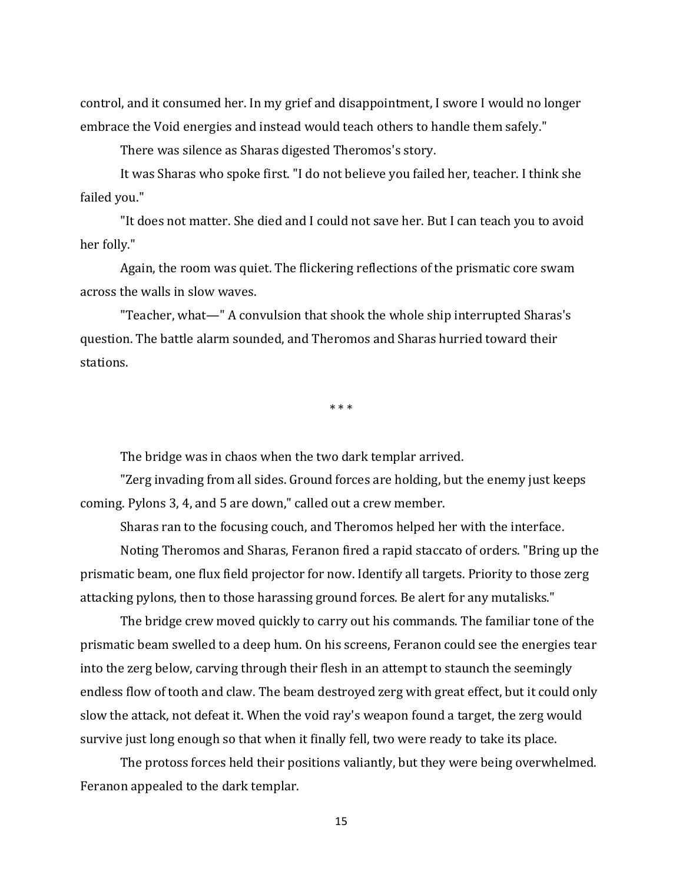control, and it consumed her. In my grief and disappointment, I swore I would no longer embrace the Void energies and instead would teach others to handle them safely."

There was silence as Sharas digested Theromos's story.

It was Sharas who spoke first. "I do not believe you failed her, teacher. I think she failed you."

"It does not matter. She died and I could not save her. But I can teach you to avoid her folly."

Again, the room was quiet. The flickering reflections of the prismatic core swam across the walls in slow waves.

"Teacher, what—" A convulsion that shook the whole ship interrupted Sharas's question. The battle alarm sounded, and Theromos and Sharas hurried toward their stations.

\* \* \*

The bridge was in chaos when the two dark templar arrived.

"Zerg invading from all sides. Ground forces are holding, but the enemy just keeps coming. Pylons 3, 4, and 5 are down," called out a crew member.

Sharas ran to the focusing couch, and Theromos helped her with the interface.

Noting Theromos and Sharas, Feranon fired a rapid staccato of orders. "Bring up the prismatic beam, one flux field projector for now. Identify all targets. Priority to those zerg attacking pylons, then to those harassing ground forces. Be alert for any mutalisks."

The bridge crew moved quickly to carry out his commands. The familiar tone of the prismatic beam swelled to a deep hum. On his screens, Feranon could see the energies tear into the zerg below, carving through their flesh in an attempt to staunch the seemingly endless flow of tooth and claw. The beam destroyed zerg with great effect, but it could only slow the attack, not defeat it. When the void ray's weapon found a target, the zerg would survive just long enough so that when it finally fell, two were ready to take its place.

The protoss forces held their positions valiantly, but they were being overwhelmed. Feranon appealed to the dark templar.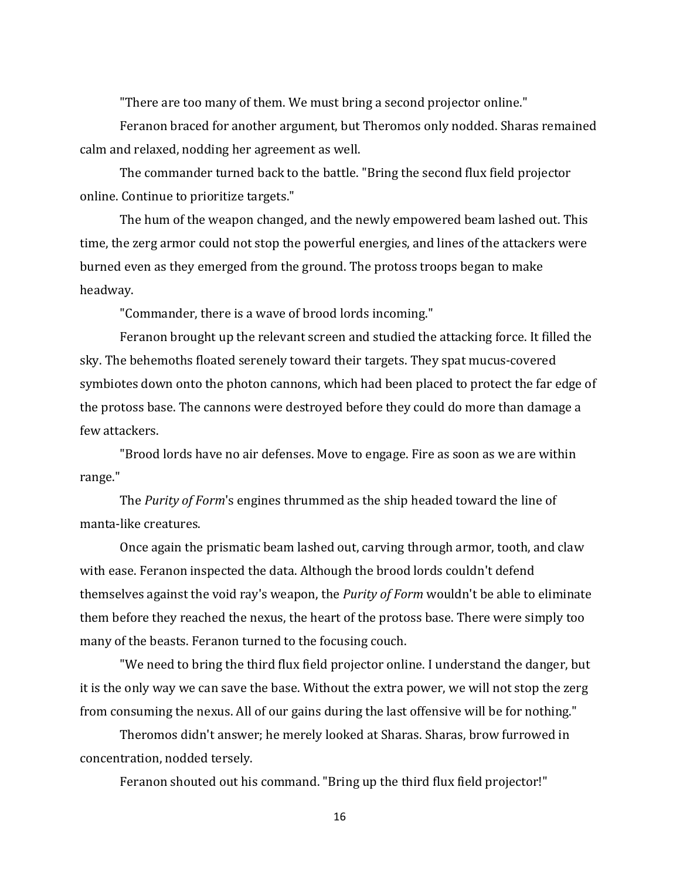"There are too many of them. We must bring a second projector online."

Feranon braced for another argument, but Theromos only nodded. Sharas remained calm and relaxed, nodding her agreement as well.

The commander turned back to the battle. "Bring the second flux field projector online. Continue to prioritize targets."

The hum of the weapon changed, and the newly empowered beam lashed out. This time, the zerg armor could not stop the powerful energies, and lines of the attackers were burned even as they emerged from the ground. The protoss troops began to make headway.

"Commander, there is a wave of brood lords incoming."

Feranon brought up the relevant screen and studied the attacking force. It filled the sky. The behemoths floated serenely toward their targets. They spat mucus-covered symbiotes down onto the photon cannons, which had been placed to protect the far edge of the protoss base. The cannons were destroyed before they could do more than damage a few attackers.

"Brood lords have no air defenses. Move to engage. Fire as soon as we are within range."

The *Purity of Form*'s engines thrummed as the ship headed toward the line of manta-like creatures.

Once again the prismatic beam lashed out, carving through armor, tooth, and claw with ease. Feranon inspected the data. Although the brood lords couldn't defend themselves against the void ray's weapon, the *Purity of Form* wouldn't be able to eliminate them before they reached the nexus, the heart of the protoss base. There were simply too many of the beasts. Feranon turned to the focusing couch.

"We need to bring the third flux field projector online. I understand the danger, but it is the only way we can save the base. Without the extra power, we will not stop the zerg from consuming the nexus. All of our gains during the last offensive will be for nothing."

Theromos didn't answer; he merely looked at Sharas. Sharas, brow furrowed in concentration, nodded tersely.

Feranon shouted out his command. "Bring up the third flux field projector!"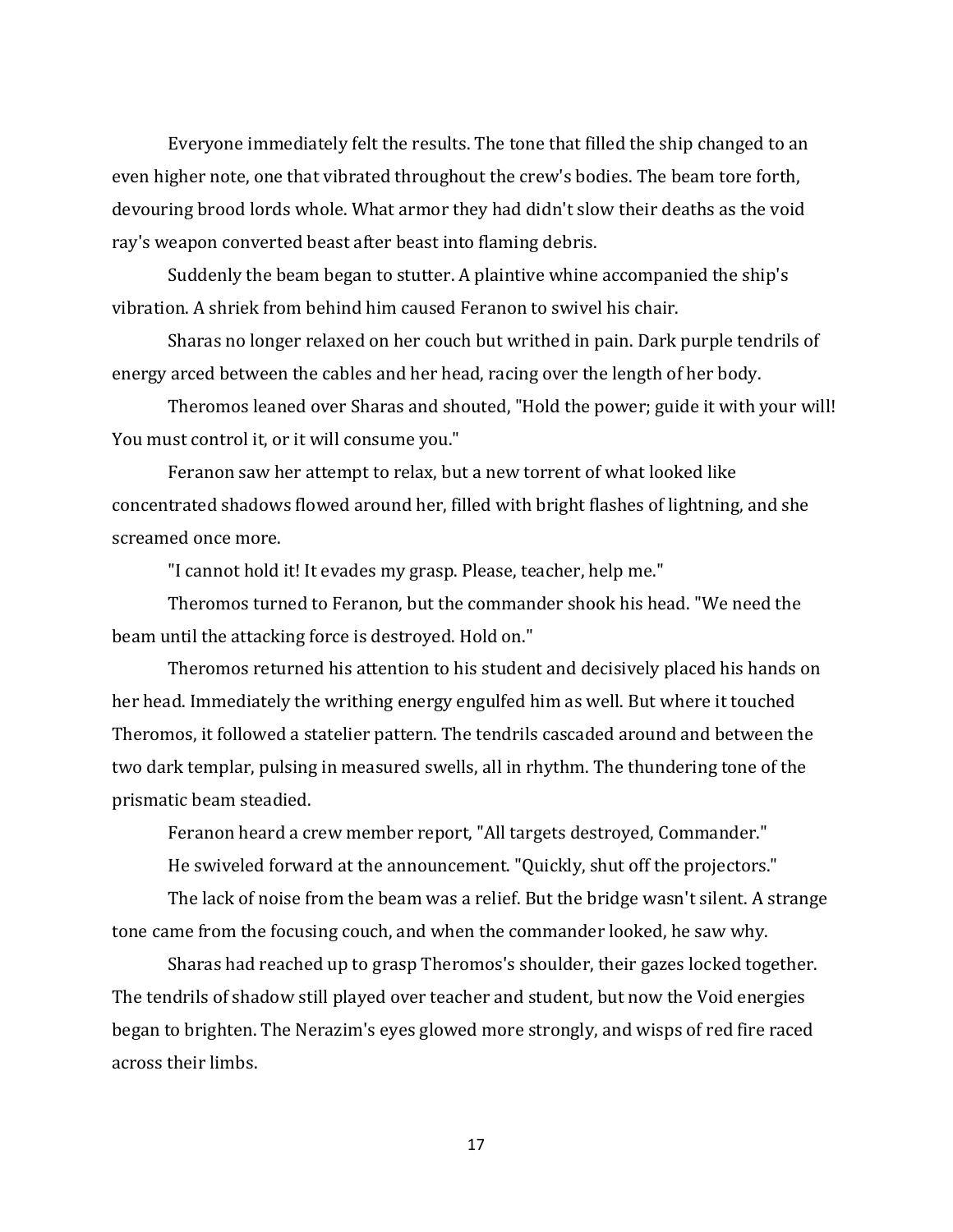Everyone immediately felt the results. The tone that filled the ship changed to an even higher note, one that vibrated throughout the crew's bodies. The beam tore forth, devouring brood lords whole. What armor they had didn't slow their deaths as the void ray's weapon converted beast after beast into flaming debris.

Suddenly the beam began to stutter. A plaintive whine accompanied the ship's vibration. A shriek from behind him caused Feranon to swivel his chair.

Sharas no longer relaxed on her couch but writhed in pain. Dark purple tendrils of energy arced between the cables and her head, racing over the length of her body.

Theromos leaned over Sharas and shouted, "Hold the power; guide it with your will! You must control it, or it will consume you."

Feranon saw her attempt to relax, but a new torrent of what looked like concentrated shadows flowed around her, filled with bright flashes of lightning, and she screamed once more.

"I cannot hold it! It evades my grasp. Please, teacher, help me."

Theromos turned to Feranon, but the commander shook his head. "We need the beam until the attacking force is destroyed. Hold on."

Theromos returned his attention to his student and decisively placed his hands on her head. Immediately the writhing energy engulfed him as well. But where it touched Theromos, it followed a statelier pattern. The tendrils cascaded around and between the two dark templar, pulsing in measured swells, all in rhythm. The thundering tone of the prismatic beam steadied.

Feranon heard a crew member report, "All targets destroyed, Commander."

He swiveled forward at the announcement. "Quickly, shut off the projectors."

The lack of noise from the beam was a relief. But the bridge wasn't silent. A strange tone came from the focusing couch, and when the commander looked, he saw why.

Sharas had reached up to grasp Theromos's shoulder, their gazes locked together. The tendrils of shadow still played over teacher and student, but now the Void energies began to brighten. The Nerazim's eyes glowed more strongly, and wisps of red fire raced across their limbs.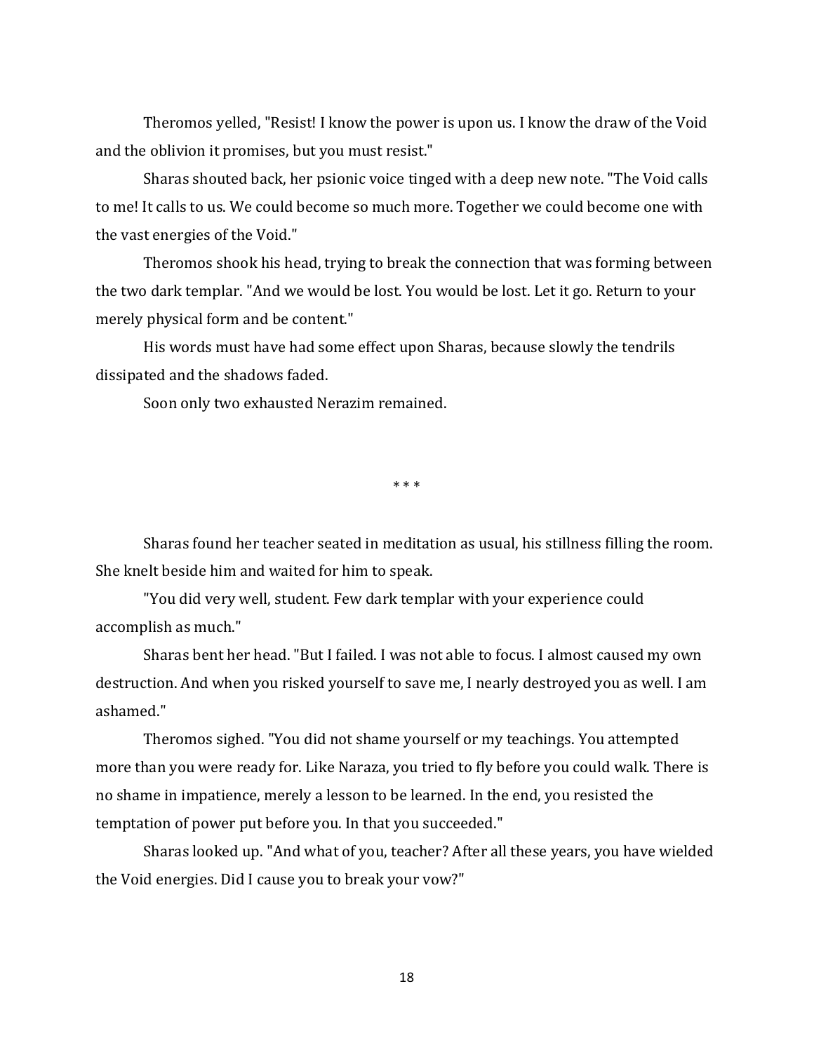Theromos yelled, "Resist! I know the power is upon us. I know the draw of the Void and the oblivion it promises, but you must resist."

Sharas shouted back, her psionic voice tinged with a deep new note. "The Void calls to me! It calls to us. We could become so much more. Together we could become one with the vast energies of the Void."

Theromos shook his head, trying to break the connection that was forming between the two dark templar. "And we would be lost. You would be lost. Let it go. Return to your merely physical form and be content."

His words must have had some effect upon Sharas, because slowly the tendrils dissipated and the shadows faded.

Soon only two exhausted Nerazim remained.

* * *

Sharas found her teacher seated in meditation as usual, his stillness filling the room. She knelt beside him and waited for him to speak.

"You did very well, student. Few dark templar with your experience could accomplish as much."

Sharas bent her head. "But I failed. I was not able to focus. I almost caused my own destruction. And when you risked yourself to save me, I nearly destroyed you as well. I am ashamed."

Theromos sighed. "You did not shame yourself or my teachings. You attempted more than you were ready for. Like Naraza, you tried to fly before you could walk. There is no shame in impatience, merely a lesson to be learned. In the end, you resisted the temptation of power put before you. In that you succeeded."

Sharas looked up. "And what of you, teacher? After all these years, you have wielded the Void energies. Did I cause you to break your vow?"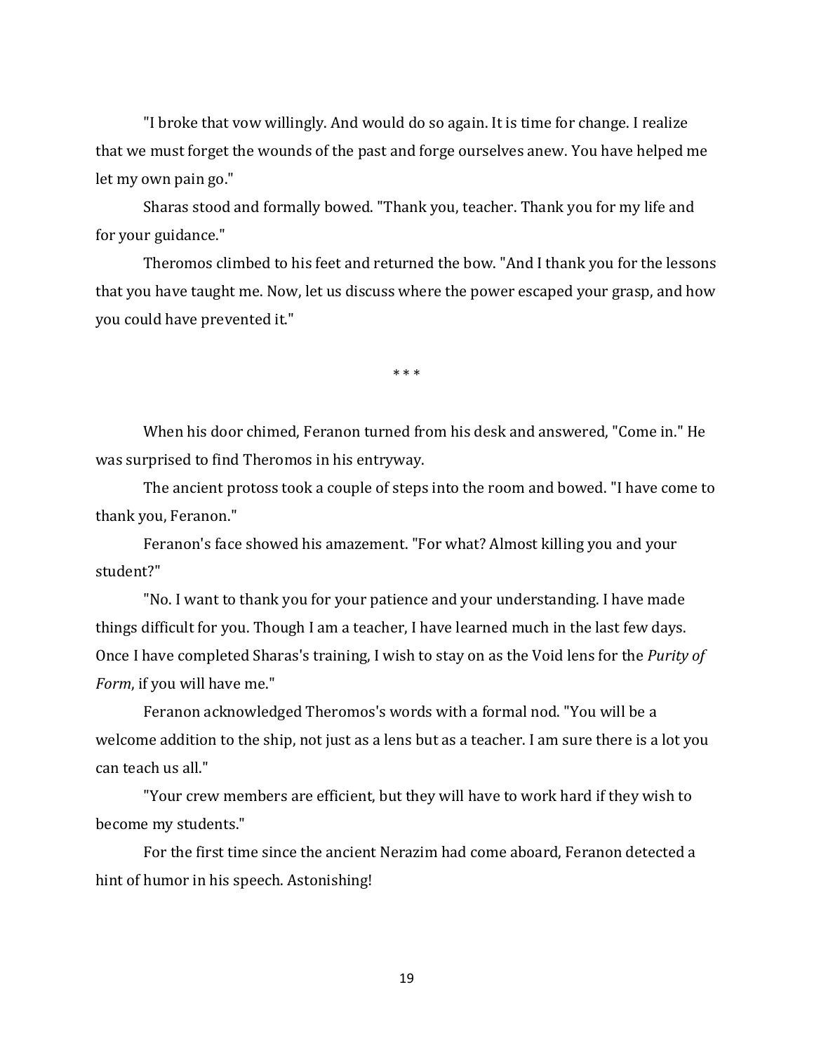"I broke that vow willingly. And would do so again. It is time for change. I realize that we must forget the wounds of the past and forge ourselves anew. You have helped me let my own pain go."

Sharas stood and formally bowed. "Thank you, teacher. Thank you for my life and for your guidance."

Theromos climbed to his feet and returned the bow. "And I thank you for the lessons that you have taught me. Now, let us discuss where the power escaped your grasp, and how you could have prevented it."

* * *

When his door chimed, Feranon turned from his desk and answered, "Come in." He was surprised to find Theromos in his entryway.

The ancient protoss took a couple of steps into the room and bowed. "I have come to thank you, Feranon."

Feranon's face showed his amazement. "For what? Almost killing you and your student?"

"No. I want to thank you for your patience and your understanding. I have made things difficult for you. Though I am a teacher, I have learned much in the last few days. Once I have completed Sharas's training, I wish to stay on as the Void lens for the *Purity of Form*, if you will have me."

Feranon acknowledged Theromos's words with a formal nod. "You will be a welcome addition to the ship, not just as a lens but as a teacher. I am sure there is a lot you can teach us all."

"Your crew members are efficient, but they will have to work hard if they wish to become my students."

For the first time since the ancient Nerazim had come aboard, Feranon detected a hint of humor in his speech. Astonishing!